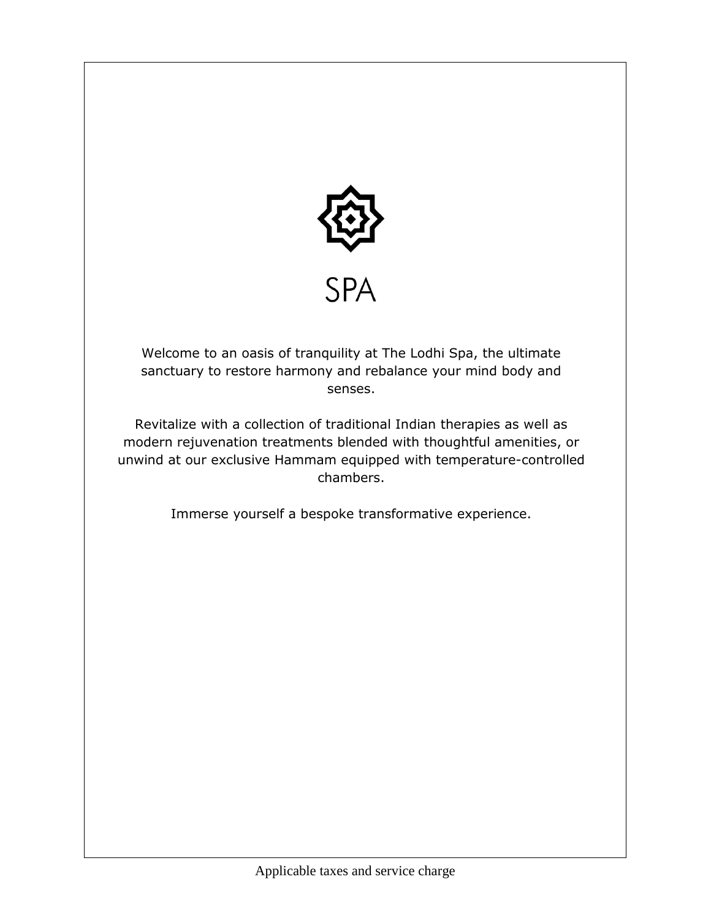# SPA

Welcome to an oasis of tranquility at The Lodhi Spa, the ultimate sanctuary to restore harmony and rebalance your mind body and senses.

Revitalize with a collection of traditional Indian therapies as well as modern rejuvenation treatments blended with thoughtful amenities, or unwind at our exclusive Hammam equipped with temperature-controlled chambers.

Immerse yourself a bespoke transformative experience.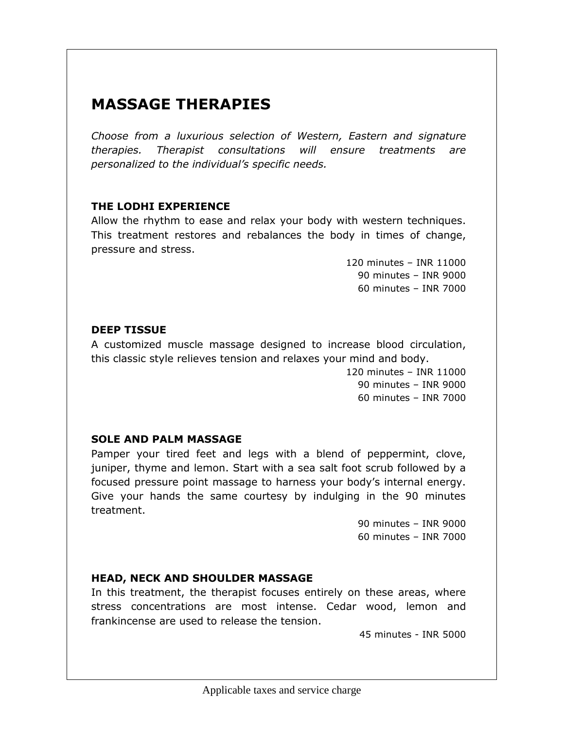# MASSAGE THERAPIES

*Choose from a luxurious selection of Western, Eastern and signature therapies. Therapist consultations will ensure treatments are personalized to the individual's specific needs.*

**THE LODHI EXPERIENCE**

Allow the rhythm to ease and relax your body with western techniques. This treatment restores and rebalances the body in times of change, pressure and stress.

120 minutes – INR 11000
90 minutes – INR 9000
60 minutes – INR 7000

**DEEP TISSUE**

A customized muscle massage designed to increase blood circulation, this classic style relieves tension and relaxes your mind and body.

120 minutes – INR 11000
90 minutes – INR 9000
60 minutes – INR 7000

**SOLE AND PALM MASSAGE**

Pamper your tired feet and legs with a blend of peppermint, clove, juniper, thyme and lemon. Start with a sea salt foot scrub followed by a focused pressure point massage to harness your body's internal energy. Give your hands the same courtesy by indulging in the 90 minutes treatment.

90 minutes – INR 9000
60 minutes – INR 7000

**HEAD, NECK AND SHOULDER MASSAGE**

In this treatment, the therapist focuses entirely on these areas, where stress concentrations are most intense. Cedar wood, lemon and frankincense are used to release the tension.

45 minutes - INR 5000

Applicable taxes and service charge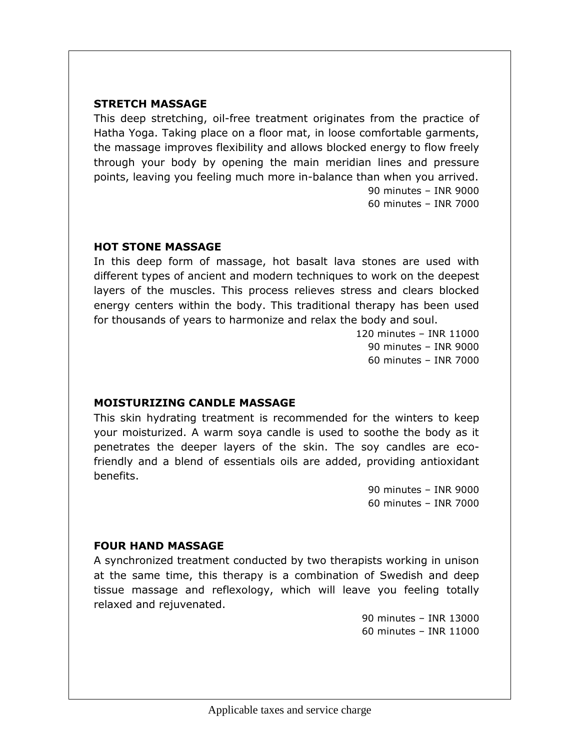## STRETCH MASSAGE

This deep stretching, oil-free treatment originates from the practice of Hatha Yoga. Taking place on a floor mat, in loose comfortable garments, the massage improves flexibility and allows blocked energy to flow freely through your body by opening the main meridian lines and pressure points, leaving you feeling much more in-balance than when you arrived.

90 minutes – INR 9000
60 minutes – INR 7000

## HOT STONE MASSAGE

In this deep form of massage, hot basalt lava stones are used with different types of ancient and modern techniques to work on the deepest layers of the muscles. This process relieves stress and clears blocked energy centers within the body. This traditional therapy has been used for thousands of years to harmonize and relax the body and soul.

120 minutes – INR 11000
90 minutes – INR 9000
60 minutes – INR 7000

## MOISTURIZING CANDLE MASSAGE

This skin hydrating treatment is recommended for the winters to keep your moisturized. A warm soya candle is used to soothe the body as it penetrates the deeper layers of the skin. The soy candles are eco-friendly and a blend of essentials oils are added, providing antioxidant benefits.

90 minutes – INR 9000
60 minutes – INR 7000

## FOUR HAND MASSAGE

A synchronized treatment conducted by two therapists working in unison at the same time, this therapy is a combination of Swedish and deep tissue massage and reflexology, which will leave you feeling totally relaxed and rejuvenated.

90 minutes – INR 13000
60 minutes – INR 11000

Applicable taxes and service charge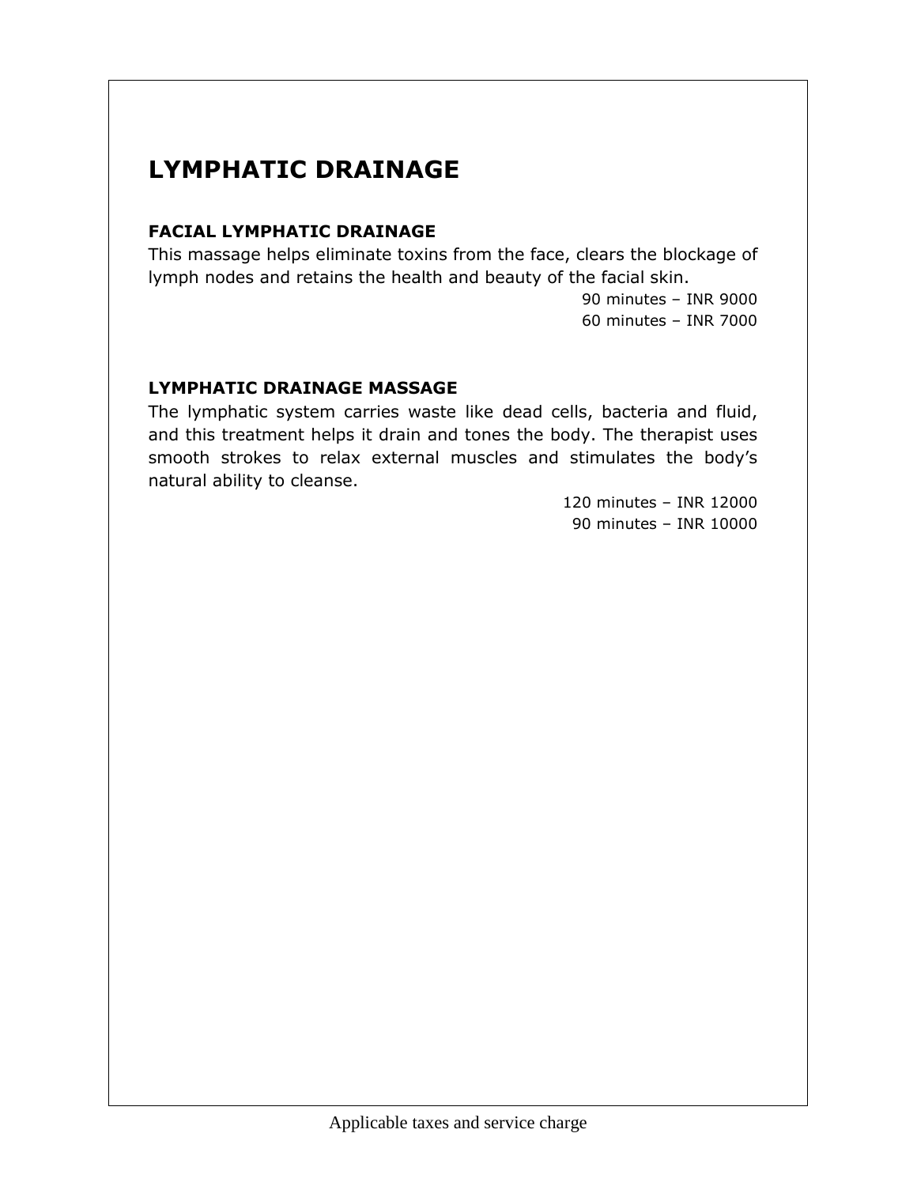# LYMPHATIC DRAINAGE

### FACIAL LYMPHATIC DRAINAGE

This massage helps eliminate toxins from the face, clears the blockage of lymph nodes and retains the health and beauty of the facial skin.

90 minutes – INR 9000
60 minutes – INR 7000

### LYMPHATIC DRAINAGE MASSAGE

The lymphatic system carries waste like dead cells, bacteria and fluid, and this treatment helps it drain and tones the body. The therapist uses smooth strokes to relax external muscles and stimulates the body's natural ability to cleanse.

120 minutes – INR 12000
90 minutes – INR 10000

Applicable taxes and service charge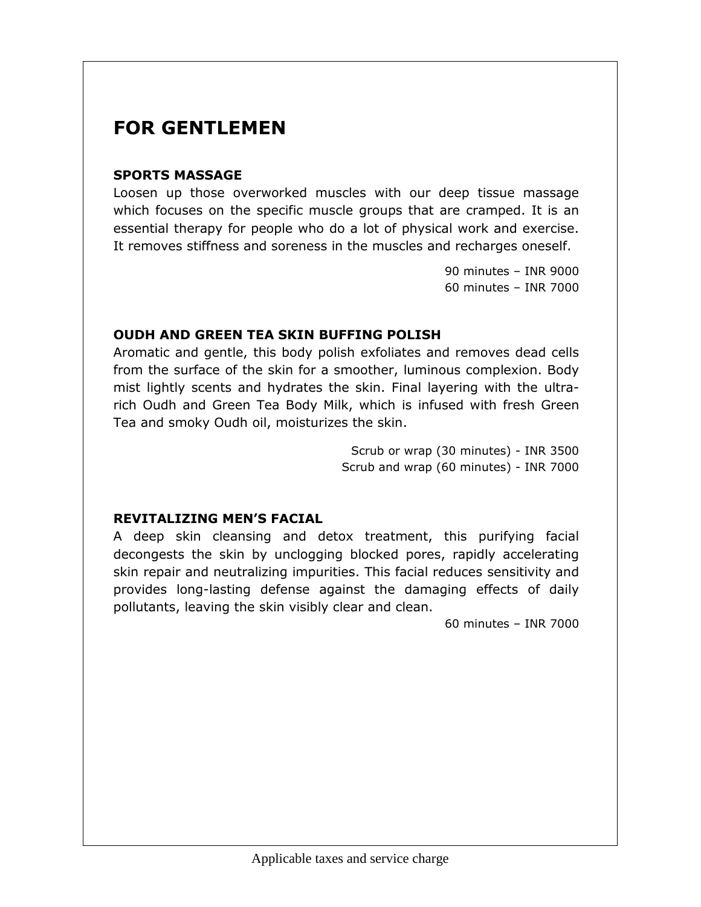# FOR GENTLEMEN

### SPORTS MASSAGE

Loosen up those overworked muscles with our deep tissue massage which focuses on the specific muscle groups that are cramped. It is an essential therapy for people who do a lot of physical work and exercise. It removes stiffness and soreness in the muscles and recharges oneself.

90 minutes – INR 9000
60 minutes – INR 7000

### OUDH AND GREEN TEA SKIN BUFFING POLISH

Aromatic and gentle, this body polish exfoliates and removes dead cells from the surface of the skin for a smoother, luminous complexion. Body mist lightly scents and hydrates the skin. Final layering with the ultra-rich Oudh and Green Tea Body Milk, which is infused with fresh Green Tea and smoky Oudh oil, moisturizes the skin.

Scrub or wrap (30 minutes) - INR 3500
Scrub and wrap (60 minutes) - INR 7000

### REVITALIZING MEN'S FACIAL

A deep skin cleansing and detox treatment, this purifying facial decongests the skin by unclogging blocked pores, rapidly accelerating skin repair and neutralizing impurities. This facial reduces sensitivity and provides long-lasting defense against the damaging effects of daily pollutants, leaving the skin visibly clear and clean.

60 minutes – INR 7000

Applicable taxes and service charge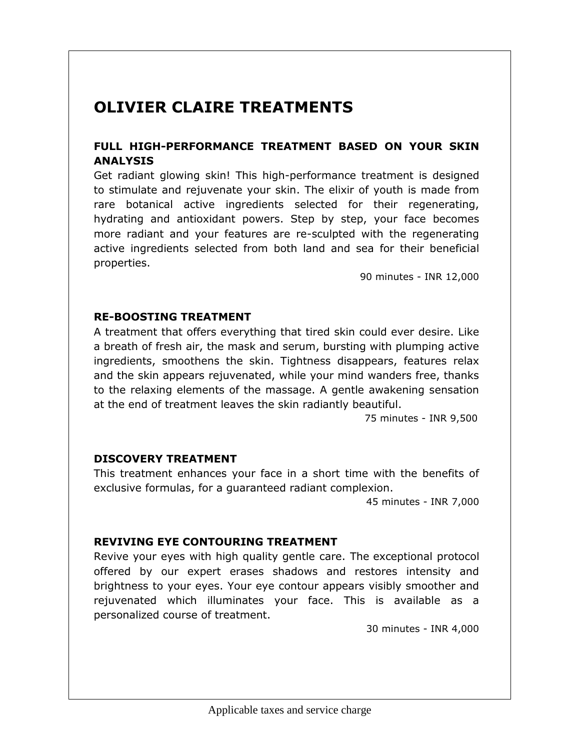# OLIVIER CLAIRE TREATMENTS

### FULL HIGH-PERFORMANCE TREATMENT BASED ON YOUR SKIN ANALYSIS

Get radiant glowing skin! This high-performance treatment is designed to stimulate and rejuvenate your skin. The elixir of youth is made from rare botanical active ingredients selected for their regenerating, hydrating and antioxidant powers. Step by step, your face becomes more radiant and your features are re-sculpted with the regenerating active ingredients selected from both land and sea for their beneficial properties.

90 minutes - INR 12,000

### RE-BOOSTING TREATMENT

A treatment that offers everything that tired skin could ever desire. Like a breath of fresh air, the mask and serum, bursting with plumping active ingredients, smoothens the skin. Tightness disappears, features relax and the skin appears rejuvenated, while your mind wanders free, thanks to the relaxing elements of the massage. A gentle awakening sensation at the end of treatment leaves the skin radiantly beautiful.

75 minutes - INR 9,500

### DISCOVERY TREATMENT

This treatment enhances your face in a short time with the benefits of exclusive formulas, for a guaranteed radiant complexion.

45 minutes - INR 7,000

### REVIVING EYE CONTOURING TREATMENT

Revive your eyes with high quality gentle care. The exceptional protocol offered by our expert erases shadows and restores intensity and brightness to your eyes. Your eye contour appears visibly smoother and rejuvenated which illuminates your face. This is available as a personalized course of treatment.

30 minutes - INR 4,000

Applicable taxes and service charge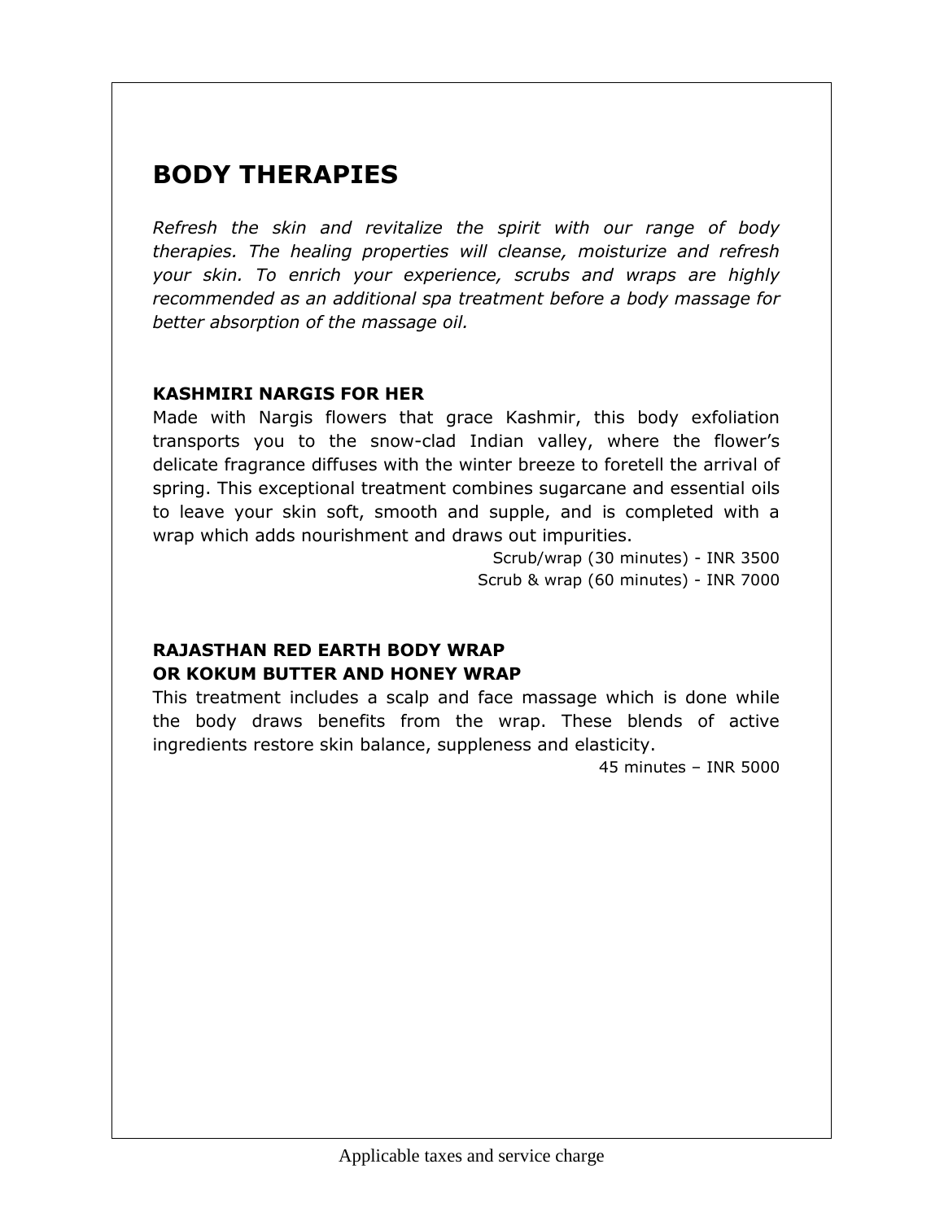## BODY THERAPIES

*Refresh the skin and revitalize the spirit with our range of body therapies. The healing properties will cleanse, moisturize and refresh your skin. To enrich your experience, scrubs and wraps are highly recommended as an additional spa treatment before a body massage for better absorption of the massage oil.*

### KASHMIRI NARGIS FOR HER

Made with Nargis flowers that grace Kashmir, this body exfoliation transports you to the snow-clad Indian valley, where the flower's delicate fragrance diffuses with the winter breeze to foretell the arrival of spring. This exceptional treatment combines sugarcane and essential oils to leave your skin soft, smooth and supple, and is completed with a wrap which adds nourishment and draws out impurities.

Scrub/wrap (30 minutes) - INR 3500
Scrub & wrap (60 minutes) - INR 7000

### RAJASTHAN RED EARTH BODY WRAP OR KOKUM BUTTER AND HONEY WRAP

This treatment includes a scalp and face massage which is done while the body draws benefits from the wrap. These blends of active ingredients restore skin balance, suppleness and elasticity.

45 minutes – INR 5000

Applicable taxes and service charge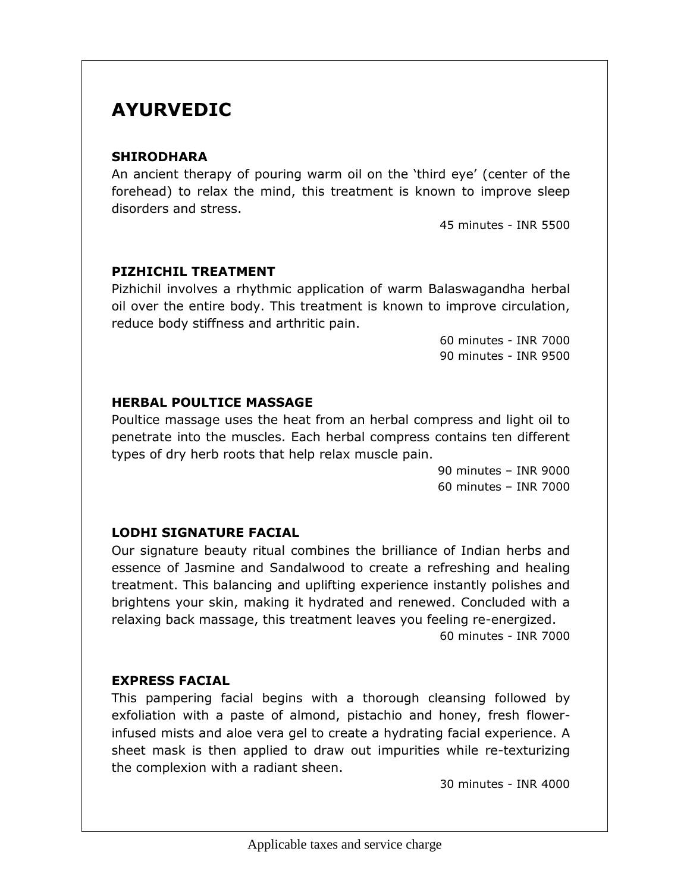# AYURVEDIC

### SHIRODHARA

An ancient therapy of pouring warm oil on the 'third eye' (center of the forehead) to relax the mind, this treatment is known to improve sleep disorders and stress.

45 minutes - INR 5500

### PIZHICHIL TREATMENT

Pizhichil involves a rhythmic application of warm Balaswagandha herbal oil over the entire body. This treatment is known to improve circulation, reduce body stiffness and arthritic pain.

60 minutes - INR 7000
90 minutes - INR 9500

### HERBAL POULTICE MASSAGE

Poultice massage uses the heat from an herbal compress and light oil to penetrate into the muscles. Each herbal compress contains ten different types of dry herb roots that help relax muscle pain.

90 minutes – INR 9000
60 minutes – INR 7000

### LODHI SIGNATURE FACIAL

Our signature beauty ritual combines the brilliance of Indian herbs and essence of Jasmine and Sandalwood to create a refreshing and healing treatment. This balancing and uplifting experience instantly polishes and brightens your skin, making it hydrated and renewed. Concluded with a relaxing back massage, this treatment leaves you feeling re-energized.

60 minutes - INR 7000

### EXPRESS FACIAL

This pampering facial begins with a thorough cleansing followed by exfoliation with a paste of almond, pistachio and honey, fresh flower-infused mists and aloe vera gel to create a hydrating facial experience. A sheet mask is then applied to draw out impurities while re-texturizing the complexion with a radiant sheen.

30 minutes - INR 4000

Applicable taxes and service charge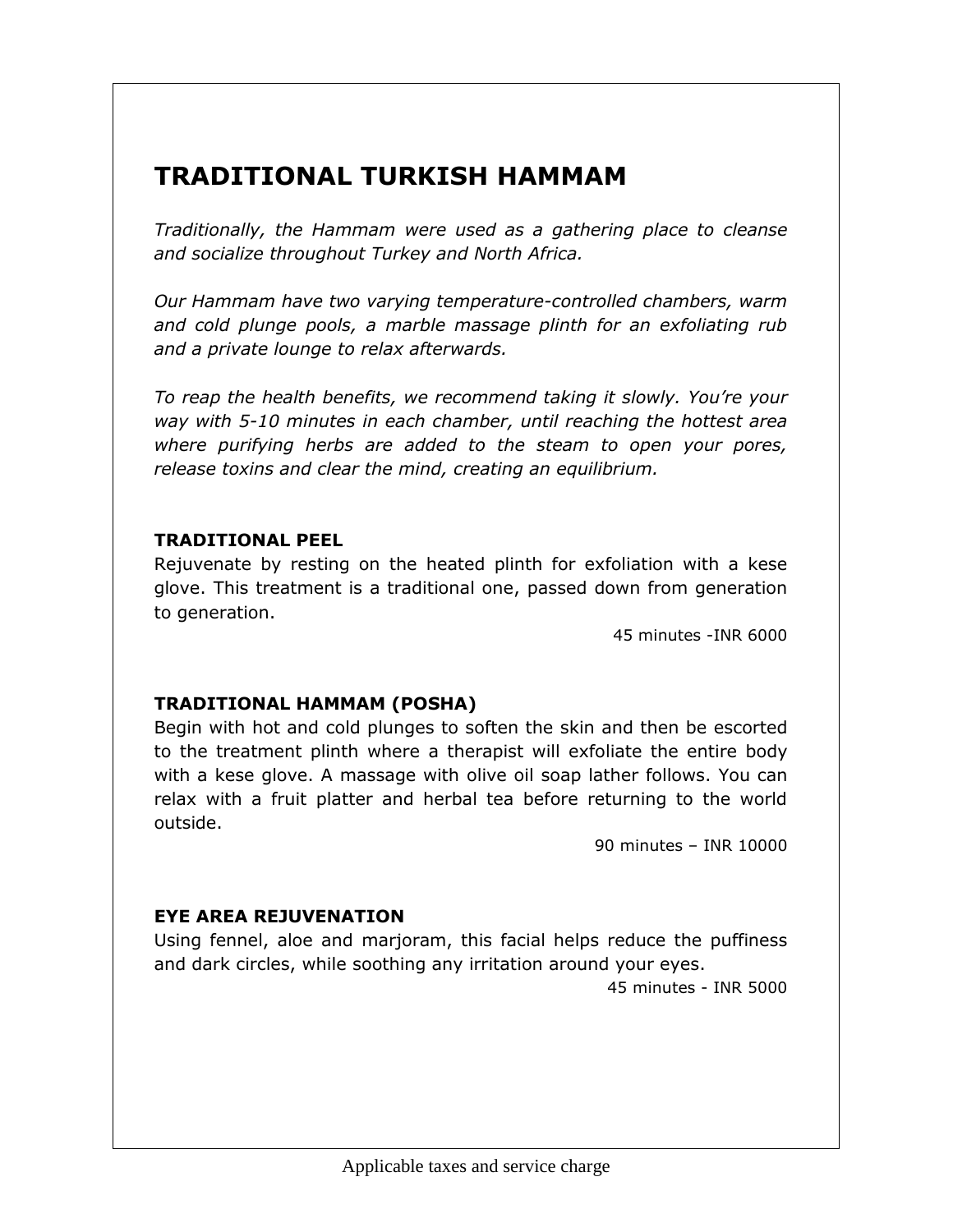# TRADITIONAL TURKISH HAMMAM

*Traditionally, the Hammam were used as a gathering place to cleanse and socialize throughout Turkey and North Africa.*

*Our Hammam have two varying temperature-controlled chambers, warm and cold plunge pools, a marble massage plinth for an exfoliating rub and a private lounge to relax afterwards.*

*To reap the health benefits, we recommend taking it slowly. You're your way with 5-10 minutes in each chamber, until reaching the hottest area where purifying herbs are added to the steam to open your pores, release toxins and clear the mind, creating an equilibrium.*

**TRADITIONAL PEEL**

Rejuvenate by resting on the heated plinth for exfoliation with a kese glove. This treatment is a traditional one, passed down from generation to generation.

45 minutes -INR 6000

**TRADITIONAL HAMMAM (POSHA)**

Begin with hot and cold plunges to soften the skin and then be escorted to the treatment plinth where a therapist will exfoliate the entire body with a kese glove. A massage with olive oil soap lather follows. You can relax with a fruit platter and herbal tea before returning to the world outside.

90 minutes – INR 10000

**EYE AREA REJUVENATION**

Using fennel, aloe and marjoram, this facial helps reduce the puffiness and dark circles, while soothing any irritation around your eyes.

45 minutes - INR 5000

Applicable taxes and service charge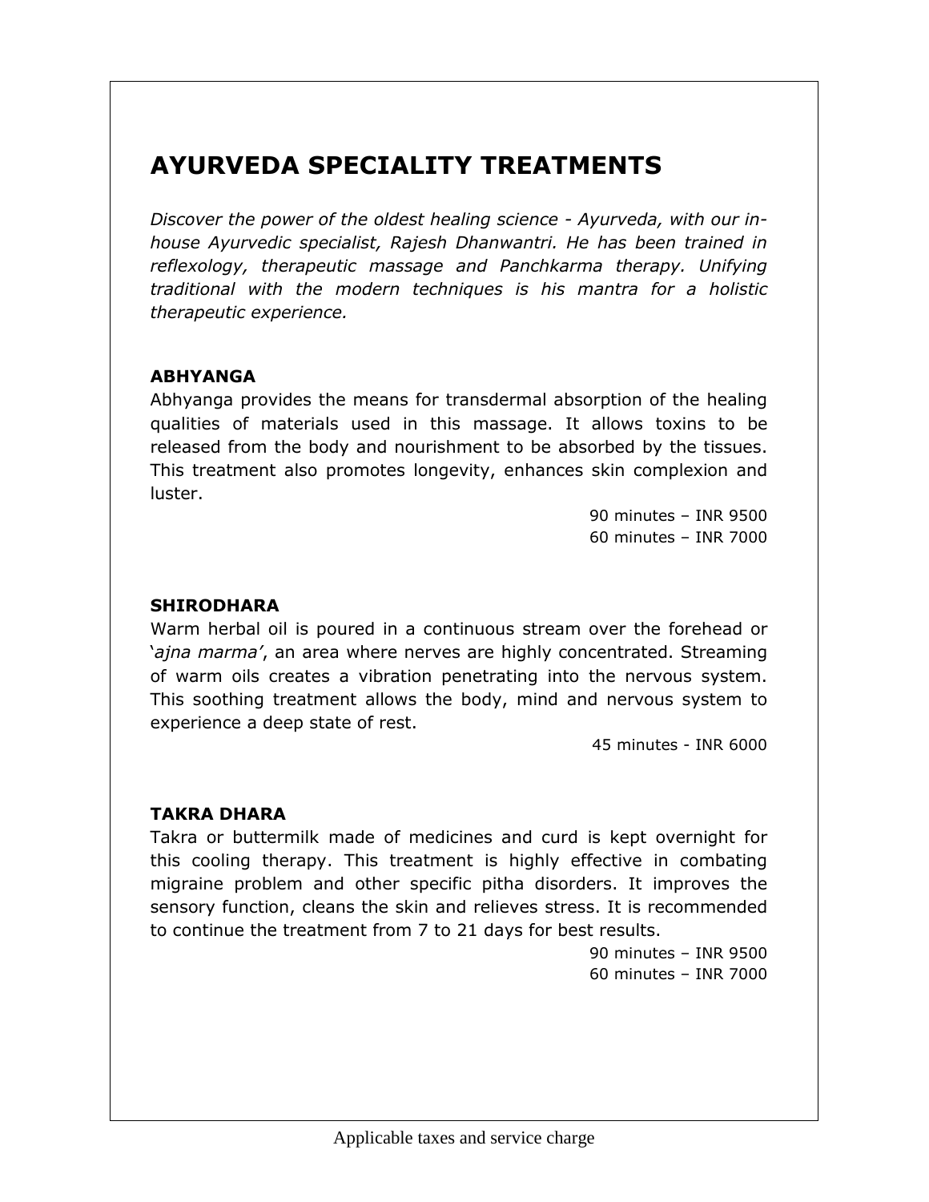# AYURVEDA SPECIALITY TREATMENTS

*Discover the power of the oldest healing science - Ayurveda, with our in-house Ayurvedic specialist, Rajesh Dhanwantri. He has been trained in reflexology, therapeutic massage and Panchkarma therapy. Unifying traditional with the modern techniques is his mantra for a holistic therapeutic experience.*

**ABHYANGA**

Abhyanga provides the means for transdermal absorption of the healing qualities of materials used in this massage. It allows toxins to be released from the body and nourishment to be absorbed by the tissues. This treatment also promotes longevity, enhances skin complexion and luster.

90 minutes – INR 9500
60 minutes – INR 7000

**SHIRODHARA**

Warm herbal oil is poured in a continuous stream over the forehead or '*ajna marma'*, an area where nerves are highly concentrated. Streaming of warm oils creates a vibration penetrating into the nervous system. This soothing treatment allows the body, mind and nervous system to experience a deep state of rest.

45 minutes - INR 6000

**TAKRA DHARA**

Takra or buttermilk made of medicines and curd is kept overnight for this cooling therapy. This treatment is highly effective in combating migraine problem and other specific pitha disorders. It improves the sensory function, cleans the skin and relieves stress. It is recommended to continue the treatment from 7 to 21 days for best results.

90 minutes – INR 9500
60 minutes – INR 7000

Applicable taxes and service charge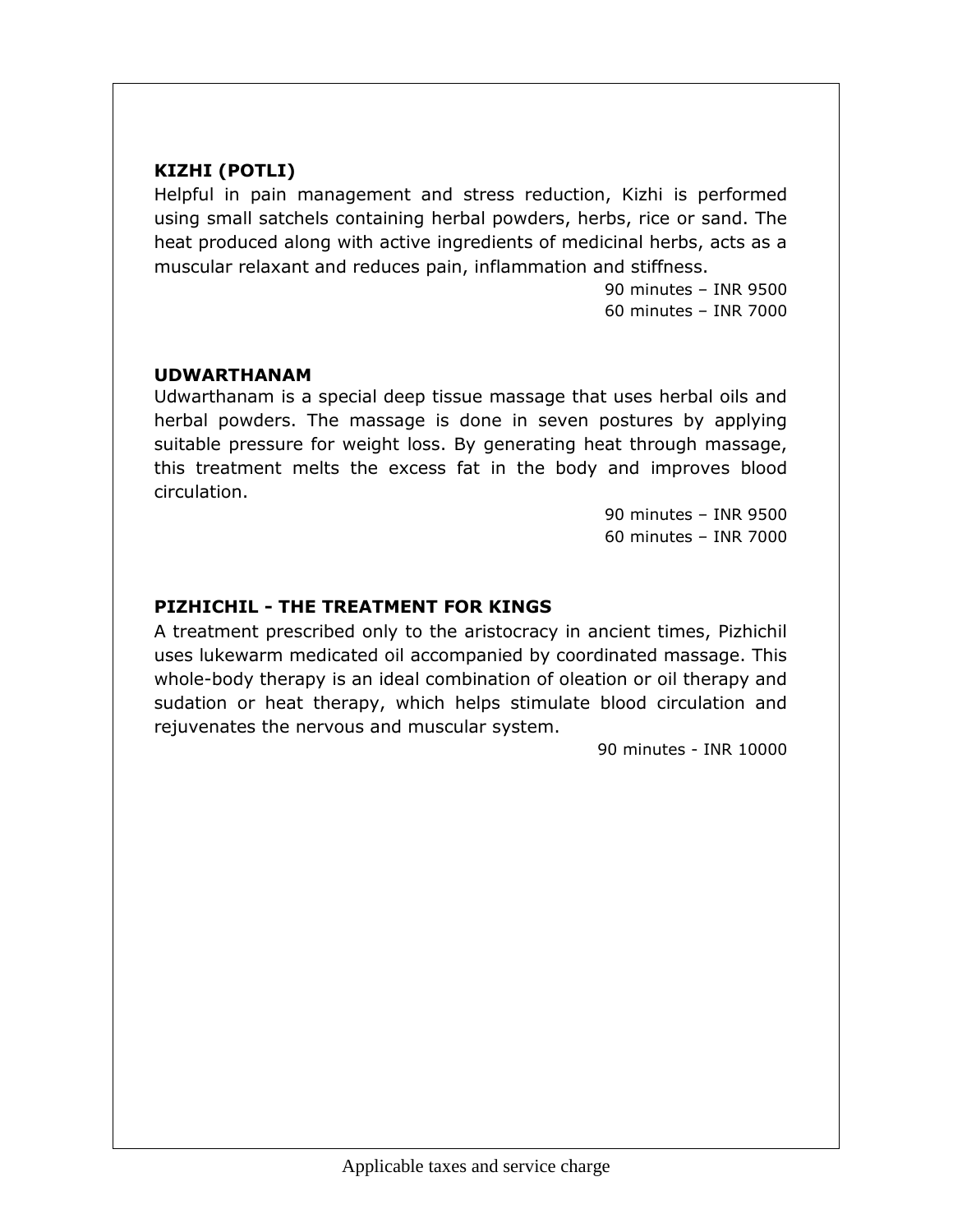### KIZHI (POTLI)

Helpful in pain management and stress reduction, Kizhi is performed using small satchels containing herbal powders, herbs, rice or sand. The heat produced along with active ingredients of medicinal herbs, acts as a muscular relaxant and reduces pain, inflammation and stiffness.

90 minutes – INR 9500
60 minutes – INR 7000

### UDWARTHANAM

Udwarthanam is a special deep tissue massage that uses herbal oils and herbal powders. The massage is done in seven postures by applying suitable pressure for weight loss. By generating heat through massage, this treatment melts the excess fat in the body and improves blood circulation.

90 minutes – INR 9500
60 minutes – INR 7000

### PIZHICHIL - THE TREATMENT FOR KINGS

A treatment prescribed only to the aristocracy in ancient times, Pizhichil uses lukewarm medicated oil accompanied by coordinated massage. This whole-body therapy is an ideal combination of oleation or oil therapy and sudation or heat therapy, which helps stimulate blood circulation and rejuvenates the nervous and muscular system.

90 minutes - INR 10000

Applicable taxes and service charge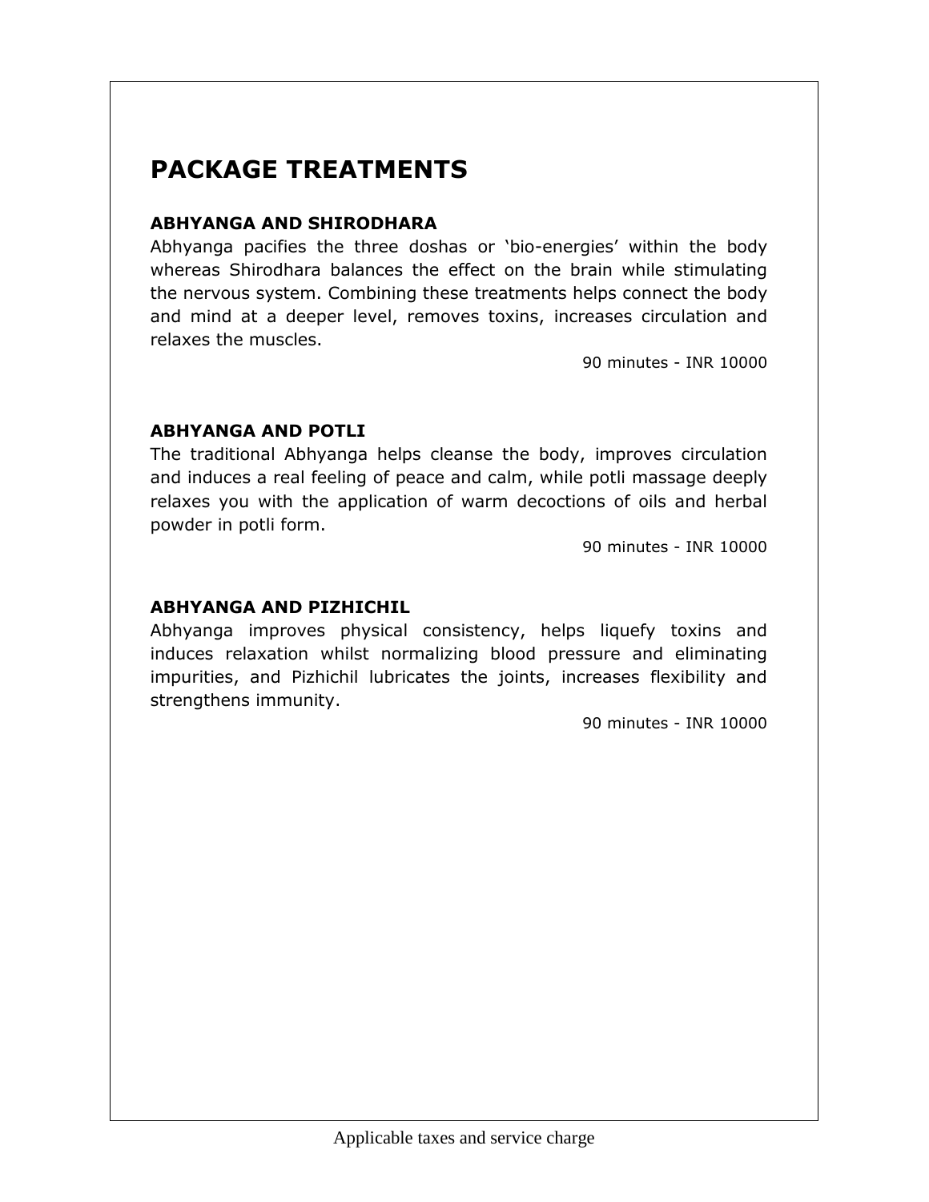## PACKAGE TREATMENTS

### ABHYANGA AND SHIRODHARA

Abhyanga pacifies the three doshas or 'bio-energies' within the body whereas Shirodhara balances the effect on the brain while stimulating the nervous system. Combining these treatments helps connect the body and mind at a deeper level, removes toxins, increases circulation and relaxes the muscles.

90 minutes - INR 10000

### ABHYANGA AND POTLI

The traditional Abhyanga helps cleanse the body, improves circulation and induces a real feeling of peace and calm, while potli massage deeply relaxes you with the application of warm decoctions of oils and herbal powder in potli form.

90 minutes - INR 10000

### ABHYANGA AND PIZHICHIL

Abhyanga improves physical consistency, helps liquefy toxins and induces relaxation whilst normalizing blood pressure and eliminating impurities, and Pizhichil lubricates the joints, increases flexibility and strengthens immunity.

90 minutes - INR 10000

Applicable taxes and service charge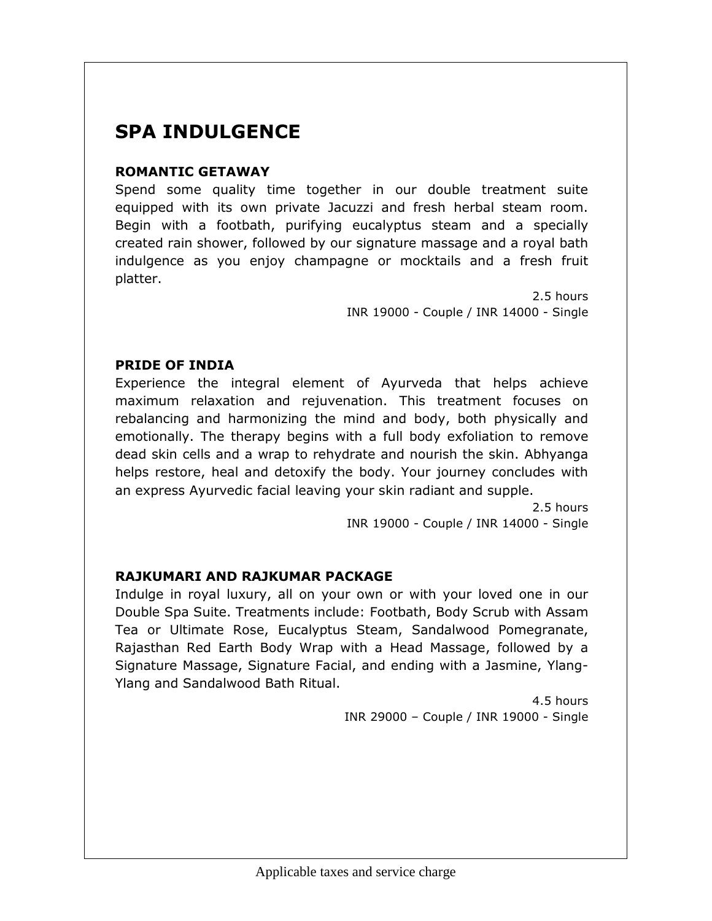# SPA INDULGENCE

### ROMANTIC GETAWAY

Spend some quality time together in our double treatment suite equipped with its own private Jacuzzi and fresh herbal steam room. Begin with a footbath, purifying eucalyptus steam and a specially created rain shower, followed by our signature massage and a royal bath indulgence as you enjoy champagne or mocktails and a fresh fruit platter.

2.5 hours
INR 19000 - Couple / INR 14000 - Single

### PRIDE OF INDIA

Experience the integral element of Ayurveda that helps achieve maximum relaxation and rejuvenation. This treatment focuses on rebalancing and harmonizing the mind and body, both physically and emotionally. The therapy begins with a full body exfoliation to remove dead skin cells and a wrap to rehydrate and nourish the skin. Abhyanga helps restore, heal and detoxify the body. Your journey concludes with an express Ayurvedic facial leaving your skin radiant and supple.

2.5 hours
INR 19000 - Couple / INR 14000 - Single

### RAJKUMARI AND RAJKUMAR PACKAGE

Indulge in royal luxury, all on your own or with your loved one in our Double Spa Suite. Treatments include: Footbath, Body Scrub with Assam Tea or Ultimate Rose, Eucalyptus Steam, Sandalwood Pomegranate, Rajasthan Red Earth Body Wrap with a Head Massage, followed by a Signature Massage, Signature Facial, and ending with a Jasmine, Ylang-Ylang and Sandalwood Bath Ritual.

4.5 hours
INR 29000 – Couple / INR 19000 - Single

Applicable taxes and service charge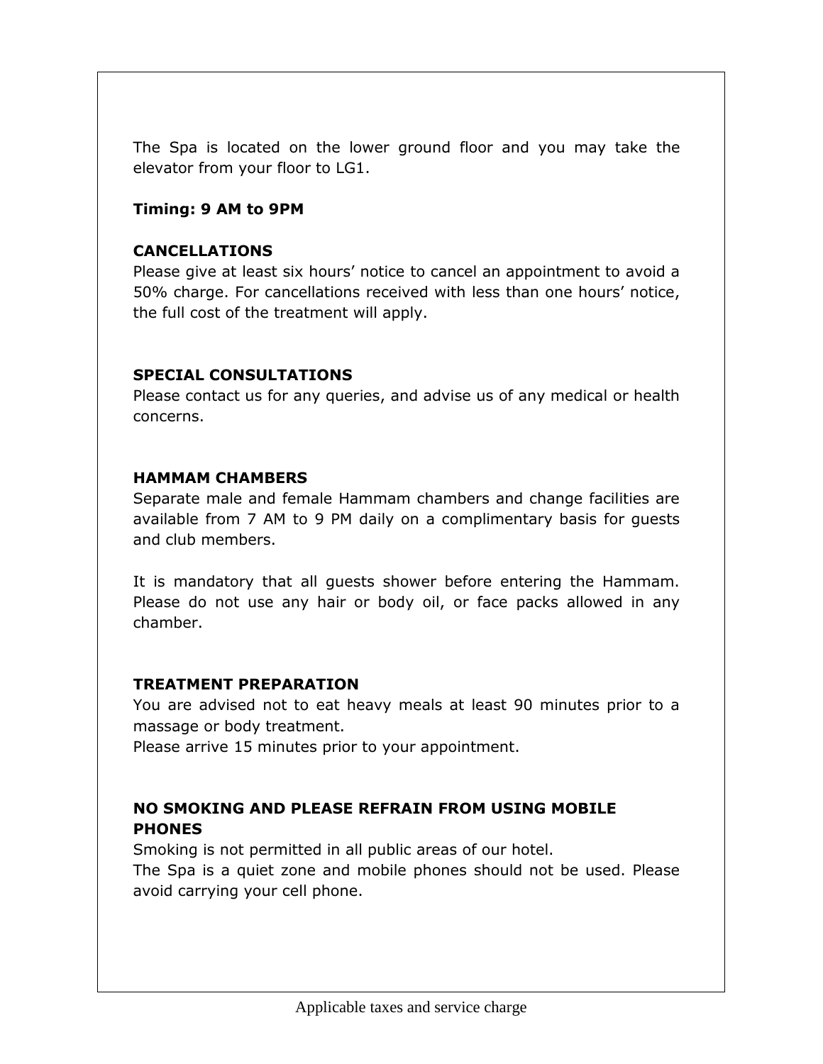The Spa is located on the lower ground floor and you may take the elevator from your floor to LG1.

**Timing: 9 AM to 9PM**

**CANCELLATIONS**

Please give at least six hours' notice to cancel an appointment to avoid a 50% charge. For cancellations received with less than one hours' notice, the full cost of the treatment will apply.

**SPECIAL CONSULTATIONS**

Please contact us for any queries, and advise us of any medical or health concerns.

**HAMMAM CHAMBERS**

Separate male and female Hammam chambers and change facilities are available from 7 AM to 9 PM daily on a complimentary basis for guests and club members.

It is mandatory that all guests shower before entering the Hammam. Please do not use any hair or body oil, or face packs allowed in any chamber.

**TREATMENT PREPARATION**

You are advised not to eat heavy meals at least 90 minutes prior to a massage or body treatment.

Please arrive 15 minutes prior to your appointment.

**NO SMOKING AND PLEASE REFRAIN FROM USING MOBILE PHONES**

Smoking is not permitted in all public areas of our hotel.

The Spa is a quiet zone and mobile phones should not be used. Please avoid carrying your cell phone.

Applicable taxes and service charge